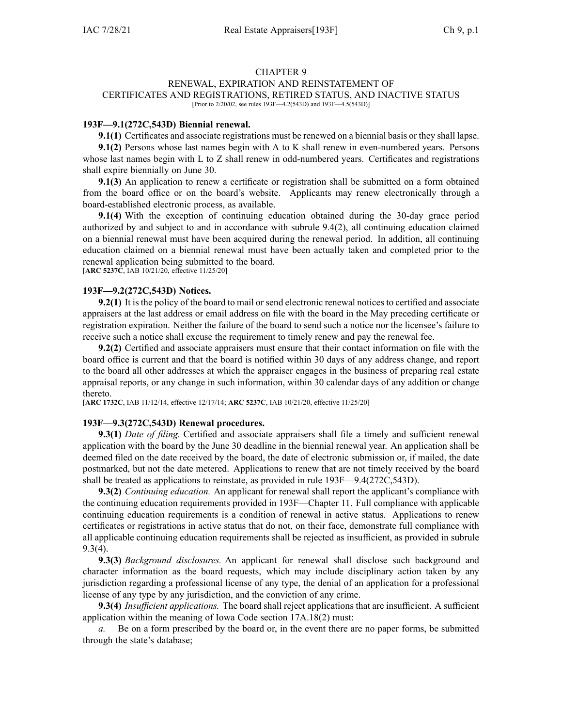# CHAPTER 9
## RENEWAL, EXPIRATION AND REINSTATEMENT OF CERTIFICATES AND REGISTRATIONS, RETIRED STATUS, AND INACTIVE STATUS

[Prior to 2/20/02, see rules 193F—4.2(543D) and 193F—4.5(543D)]

### 193F—9.1(272C,543D) Biennial renewal.

**9.1(1)** Certificates and associate registrations must be renewed on a biennial basis or they shall lapse.

**9.1(2)** Persons whose last names begin with A to K shall renew in even-numbered years. Persons whose last names begin with L to Z shall renew in odd-numbered years. Certificates and registrations shall expire biennially on June 30.

**9.1(3)** An application to renew a certificate or registration shall be submitted on a form obtained from the board office or on the board's website. Applicants may renew electronically through a board-established electronic process, as available.

**9.1(4)** With the exception of continuing education obtained during the 30-day grace period authorized by and subject to and in accordance with subrule 9.4(2), all continuing education claimed on a biennial renewal must have been acquired during the renewal period. In addition, all continuing education claimed on a biennial renewal must have been actually taken and completed prior to the renewal application being submitted to the board.

[**ARC 5237C**, IAB 10/21/20, effective 11/25/20]

### 193F—9.2(272C,543D) Notices.

**9.2(1)** It is the policy of the board to mail or send electronic renewal notices to certified and associate appraisers at the last address or email address on file with the board in the May preceding certificate or registration expiration. Neither the failure of the board to send such a notice nor the licensee's failure to receive such a notice shall excuse the requirement to timely renew and pay the renewal fee.

**9.2(2)** Certified and associate appraisers must ensure that their contact information on file with the board office is current and that the board is notified within 30 days of any address change, and report to the board all other addresses at which the appraiser engages in the business of preparing real estate appraisal reports, or any change in such information, within 30 calendar days of any addition or change thereto.

[**ARC 1732C**, IAB 11/12/14, effective 12/17/14; **ARC 5237C**, IAB 10/21/20, effective 11/25/20]

### 193F—9.3(272C,543D) Renewal procedures.

**9.3(1)** *Date of filing.* Certified and associate appraisers shall file a timely and sufficient renewal application with the board by the June 30 deadline in the biennial renewal year. An application shall be deemed filed on the date received by the board, the date of electronic submission or, if mailed, the date postmarked, but not the date metered. Applications to renew that are not timely received by the board shall be treated as applications to reinstate, as provided in rule 193F—9.4(272C,543D).

**9.3(2)** *Continuing education.* An applicant for renewal shall report the applicant's compliance with the continuing education requirements provided in 193F—Chapter 11. Full compliance with applicable continuing education requirements is a condition of renewal in active status. Applications to renew certificates or registrations in active status that do not, on their face, demonstrate full compliance with all applicable continuing education requirements shall be rejected as insufficient, as provided in subrule 9.3(4).

**9.3(3)** *Background disclosures.* An applicant for renewal shall disclose such background and character information as the board requests, which may include disciplinary action taken by any jurisdiction regarding a professional license of any type, the denial of an application for a professional license of any type by any jurisdiction, and the conviction of any crime.

**9.3(4)** *Insufficient applications.* The board shall reject applications that are insufficient. A sufficient application within the meaning of Iowa Code section 17A.18(2) must:

*a.* Be on a form prescribed by the board or, in the event there are no paper forms, be submitted through the state's database;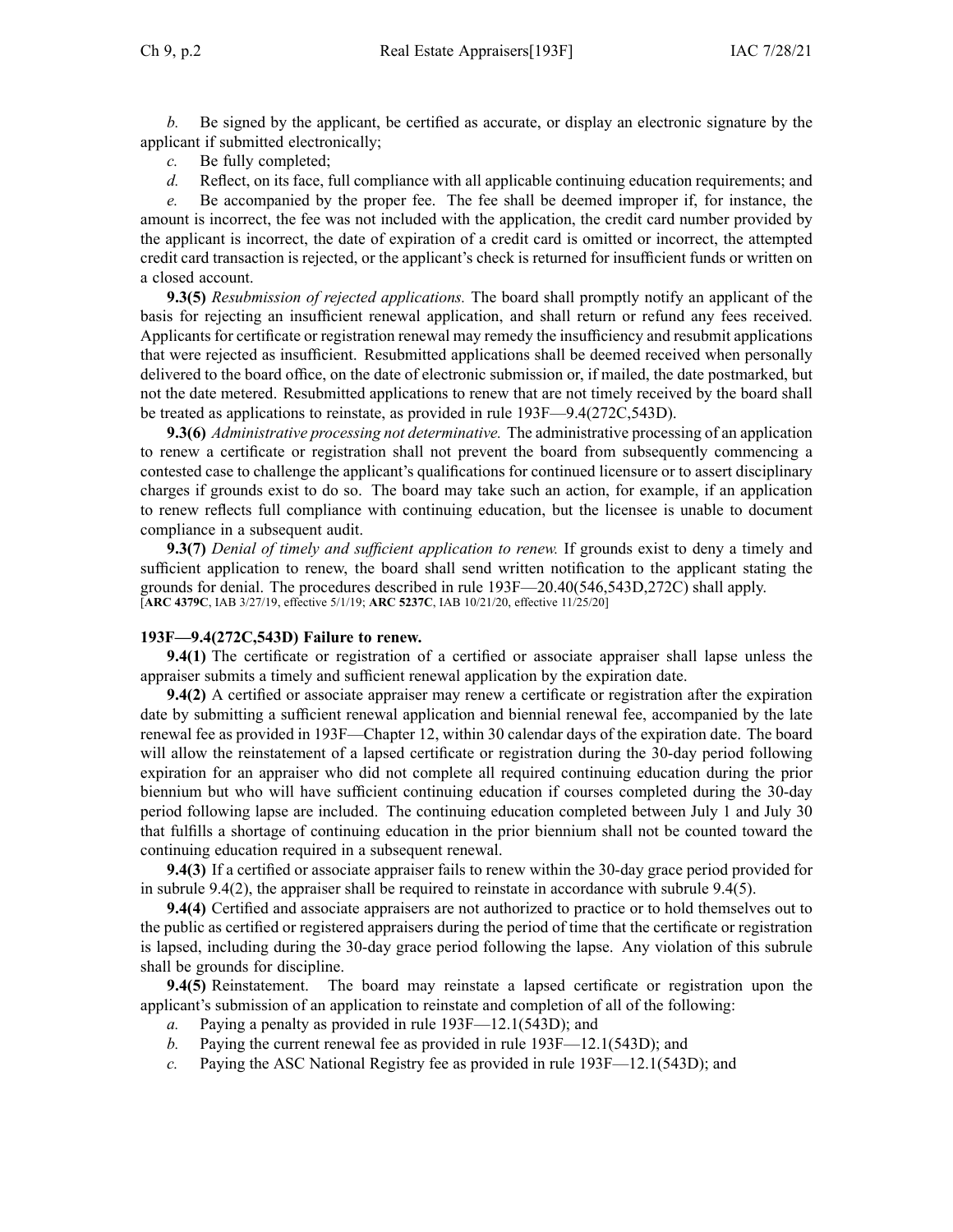*b.* Be signed by the applicant, be certified as accurate, or display an electronic signature by the applicant if submitted electronically;

*c.* Be fully completed;

*d.* Reflect, on its face, full compliance with all applicable continuing education requirements; and

*e.* Be accompanied by the proper fee. The fee shall be deemed improper if, for instance, the amount is incorrect, the fee was not included with the application, the credit card number provided by the applicant is incorrect, the date of expiration of a credit card is omitted or incorrect, the attempted credit card transaction is rejected, or the applicant's check is returned for insufficient funds or written on a closed account.

**9.3(5)** *Resubmission of rejected applications.* The board shall promptly notify an applicant of the basis for rejecting an insufficient renewal application, and shall return or refund any fees received. Applicants for certificate or registration renewal may remedy the insufficiency and resubmit applications that were rejected as insufficient. Resubmitted applications shall be deemed received when personally delivered to the board office, on the date of electronic submission or, if mailed, the date postmarked, but not the date metered. Resubmitted applications to renew that are not timely received by the board shall be treated as applications to reinstate, as provided in rule 193F—9.4(272C,543D).

**9.3(6)** *Administrative processing not determinative.* The administrative processing of an application to renew a certificate or registration shall not prevent the board from subsequently commencing a contested case to challenge the applicant's qualifications for continued licensure or to assert disciplinary charges if grounds exist to do so. The board may take such an action, for example, if an application to renew reflects full compliance with continuing education, but the licensee is unable to document compliance in a subsequent audit.

**9.3(7)** *Denial of timely and sufficient application to renew.* If grounds exist to deny a timely and sufficient application to renew, the board shall send written notification to the applicant stating the grounds for denial. The procedures described in rule 193F—20.40(546,543D,272C) shall apply.
[**ARC 4379C**, IAB 3/27/19, effective 5/1/19; **ARC 5237C**, IAB 10/21/20, effective 11/25/20]

**193F—9.4(272C,543D) Failure to renew.**

**9.4(1)** The certificate or registration of a certified or associate appraiser shall lapse unless the appraiser submits a timely and sufficient renewal application by the expiration date.

**9.4(2)** A certified or associate appraiser may renew a certificate or registration after the expiration date by submitting a sufficient renewal application and biennial renewal fee, accompanied by the late renewal fee as provided in 193F—Chapter 12, within 30 calendar days of the expiration date. The board will allow the reinstatement of a lapsed certificate or registration during the 30-day period following expiration for an appraiser who did not complete all required continuing education during the prior biennium but who will have sufficient continuing education if courses completed during the 30-day period following lapse are included. The continuing education completed between July 1 and July 30 that fulfills a shortage of continuing education in the prior biennium shall not be counted toward the continuing education required in a subsequent renewal.

**9.4(3)** If a certified or associate appraiser fails to renew within the 30-day grace period provided for in subrule 9.4(2), the appraiser shall be required to reinstate in accordance with subrule 9.4(5).

**9.4(4)** Certified and associate appraisers are not authorized to practice or to hold themselves out to the public as certified or registered appraisers during the period of time that the certificate or registration is lapsed, including during the 30-day grace period following the lapse. Any violation of this subrule shall be grounds for discipline.

**9.4(5)** Reinstatement. The board may reinstate a lapsed certificate or registration upon the applicant's submission of an application to reinstate and completion of all of the following:

*a.* Paying a penalty as provided in rule 193F—12.1(543D); and

*b.* Paying the current renewal fee as provided in rule 193F—12.1(543D); and

*c.* Paying the ASC National Registry fee as provided in rule 193F—12.1(543D); and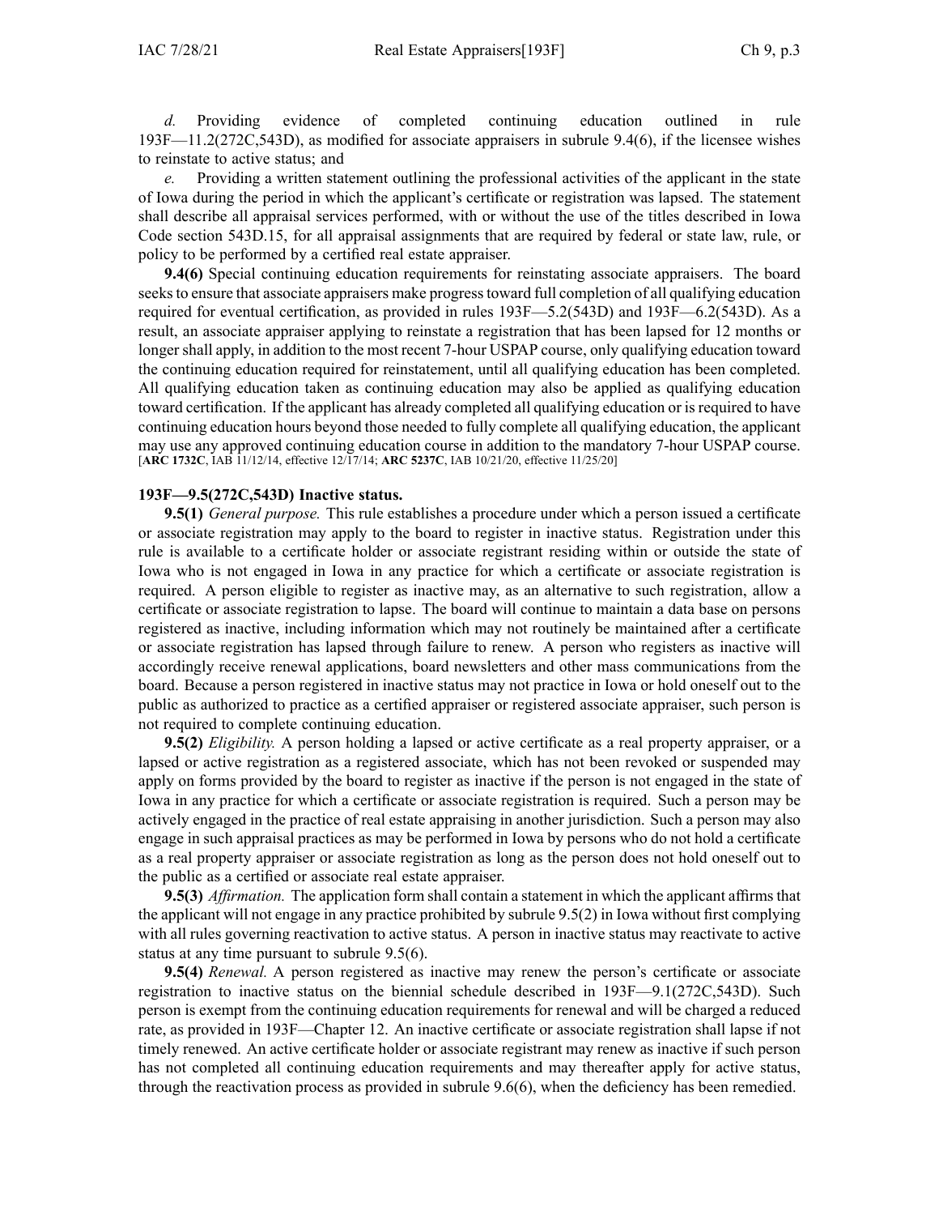*d.* Providing evidence of completed continuing education outlined in rule 193F—11.2(272C,543D), as modified for associate appraisers in subrule 9.4(6), if the licensee wishes to reinstate to active status; and

*e.* Providing a written statement outlining the professional activities of the applicant in the state of Iowa during the period in which the applicant's certificate or registration was lapsed. The statement shall describe all appraisal services performed, with or without the use of the titles described in Iowa Code section 543D.15, for all appraisal assignments that are required by federal or state law, rule, or policy to be performed by a certified real estate appraiser.

**9.4(6)** Special continuing education requirements for reinstating associate appraisers. The board seeks to ensure that associate appraisers make progress toward full completion of all qualifying education required for eventual certification, as provided in rules 193F—5.2(543D) and 193F—6.2(543D). As a result, an associate appraiser applying to reinstate a registration that has been lapsed for 12 months or longer shall apply, in addition to the most recent 7-hour USPAP course, only qualifying education toward the continuing education required for reinstatement, until all qualifying education has been completed. All qualifying education taken as continuing education may also be applied as qualifying education toward certification. If the applicant has already completed all qualifying education or is required to have continuing education hours beyond those needed to fully complete all qualifying education, the applicant may use any approved continuing education course in addition to the mandatory 7-hour USPAP course.
[**ARC 1732C**, IAB 11/12/14, effective 12/17/14; **ARC 5237C**, IAB 10/21/20, effective 11/25/20]

**193F—9.5(272C,543D) Inactive status.**

**9.5(1)** *General purpose.* This rule establishes a procedure under which a person issued a certificate or associate registration may apply to the board to register in inactive status. Registration under this rule is available to a certificate holder or associate registrant residing within or outside the state of Iowa who is not engaged in Iowa in any practice for which a certificate or associate registration is required. A person eligible to register as inactive may, as an alternative to such registration, allow a certificate or associate registration to lapse. The board will continue to maintain a data base on persons registered as inactive, including information which may not routinely be maintained after a certificate or associate registration has lapsed through failure to renew. A person who registers as inactive will accordingly receive renewal applications, board newsletters and other mass communications from the board. Because a person registered in inactive status may not practice in Iowa or hold oneself out to the public as authorized to practice as a certified appraiser or registered associate appraiser, such person is not required to complete continuing education.

**9.5(2)** *Eligibility.* A person holding a lapsed or active certificate as a real property appraiser, or a lapsed or active registration as a registered associate, which has not been revoked or suspended may apply on forms provided by the board to register as inactive if the person is not engaged in the state of Iowa in any practice for which a certificate or associate registration is required. Such a person may be actively engaged in the practice of real estate appraising in another jurisdiction. Such a person may also engage in such appraisal practices as may be performed in Iowa by persons who do not hold a certificate as a real property appraiser or associate registration as long as the person does not hold oneself out to the public as a certified or associate real estate appraiser.

**9.5(3)** *Affirmation.* The application form shall contain a statement in which the applicant affirms that the applicant will not engage in any practice prohibited by subrule 9.5(2) in Iowa without first complying with all rules governing reactivation to active status. A person in inactive status may reactivate to active status at any time pursuant to subrule 9.5(6).

**9.5(4)** *Renewal.* A person registered as inactive may renew the person's certificate or associate registration to inactive status on the biennial schedule described in 193F—9.1(272C,543D). Such person is exempt from the continuing education requirements for renewal and will be charged a reduced rate, as provided in 193F—Chapter 12. An inactive certificate or associate registration shall lapse if not timely renewed. An active certificate holder or associate registrant may renew as inactive if such person has not completed all continuing education requirements and may thereafter apply for active status, through the reactivation process as provided in subrule 9.6(6), when the deficiency has been remedied.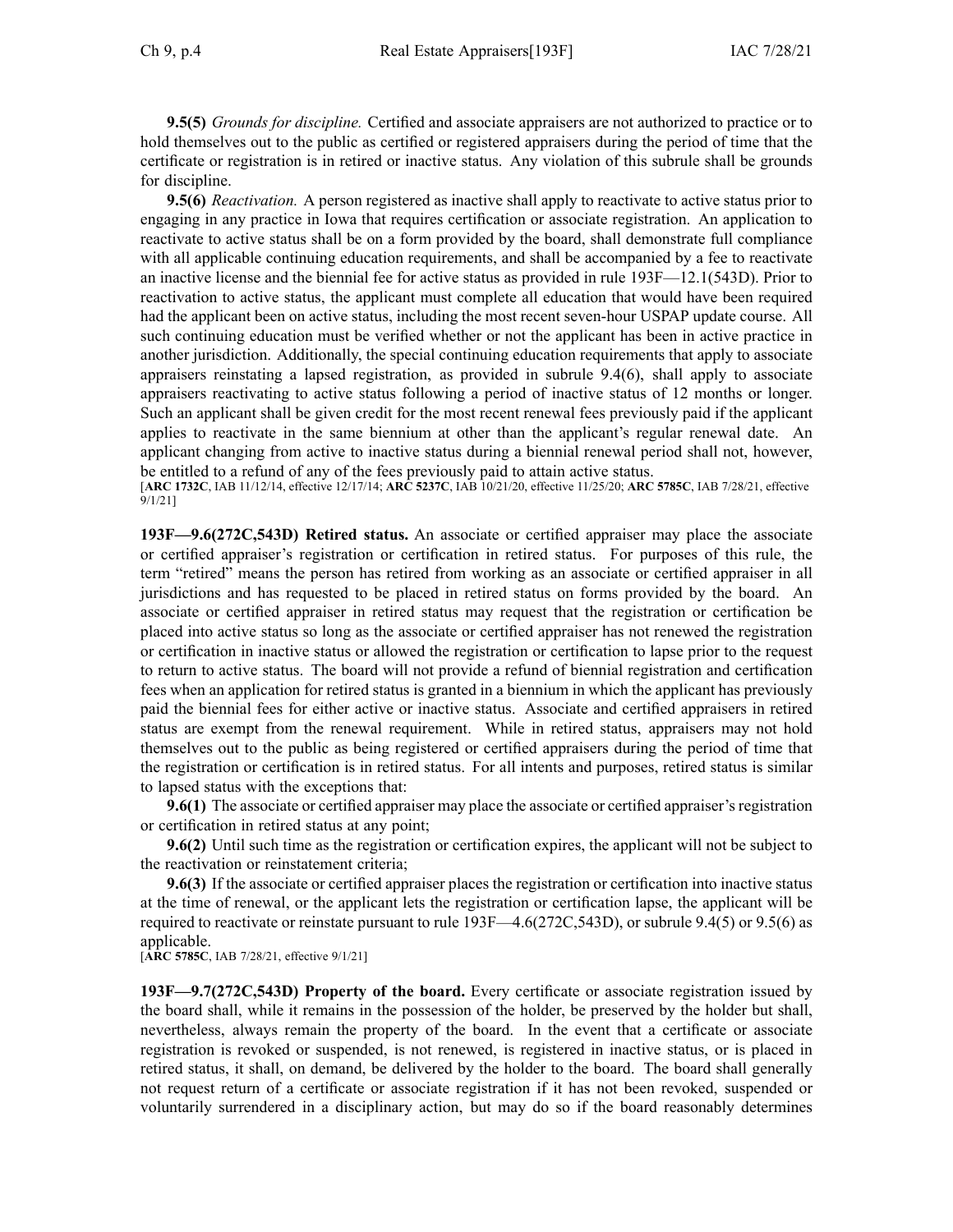**9.5(5)** *Grounds for discipline.* Certified and associate appraisers are not authorized to practice or to hold themselves out to the public as certified or registered appraisers during the period of time that the certificate or registration is in retired or inactive status. Any violation of this subrule shall be grounds for discipline.

**9.5(6)** *Reactivation.* A person registered as inactive shall apply to reactivate to active status prior to engaging in any practice in Iowa that requires certification or associate registration. An application to reactivate to active status shall be on a form provided by the board, shall demonstrate full compliance with all applicable continuing education requirements, and shall be accompanied by a fee to reactivate an inactive license and the biennial fee for active status as provided in rule 193F—12.1(543D). Prior to reactivation to active status, the applicant must complete all education that would have been required had the applicant been on active status, including the most recent seven-hour USPAP update course. All such continuing education must be verified whether or not the applicant has been in active practice in another jurisdiction. Additionally, the special continuing education requirements that apply to associate appraisers reinstating a lapsed registration, as provided in subrule 9.4(6), shall apply to associate appraisers reactivating to active status following a period of inactive status of 12 months or longer. Such an applicant shall be given credit for the most recent renewal fees previously paid if the applicant applies to reactivate in the same biennium at other than the applicant's regular renewal date. An applicant changing from active to inactive status during a biennial renewal period shall not, however, be entitled to a refund of any of the fees previously paid to attain active status.

[**ARC 1732C**, IAB 11/12/14, effective 12/17/14; **ARC 5237C**, IAB 10/21/20, effective 11/25/20; **ARC 5785C**, IAB 7/28/21, effective 9/1/21]

**193F—9.6(272C,543D) Retired status.** An associate or certified appraiser may place the associate or certified appraiser's registration or certification in retired status. For purposes of this rule, the term "retired" means the person has retired from working as an associate or certified appraiser in all jurisdictions and has requested to be placed in retired status on forms provided by the board. An associate or certified appraiser in retired status may request that the registration or certification be placed into active status so long as the associate or certified appraiser has not renewed the registration or certification in inactive status or allowed the registration or certification to lapse prior to the request to return to active status. The board will not provide a refund of biennial registration and certification fees when an application for retired status is granted in a biennium in which the applicant has previously paid the biennial fees for either active or inactive status. Associate and certified appraisers in retired status are exempt from the renewal requirement. While in retired status, appraisers may not hold themselves out to the public as being registered or certified appraisers during the period of time that the registration or certification is in retired status. For all intents and purposes, retired status is similar to lapsed status with the exceptions that:

**9.6(1)** The associate or certified appraiser may place the associate or certified appraiser's registration or certification in retired status at any point;

**9.6(2)** Until such time as the registration or certification expires, the applicant will not be subject to the reactivation or reinstatement criteria;

**9.6(3)** If the associate or certified appraiser places the registration or certification into inactive status at the time of renewal, or the applicant lets the registration or certification lapse, the applicant will be required to reactivate or reinstate pursuant to rule 193F—4.6(272C,543D), or subrule 9.4(5) or 9.5(6) as applicable.

[**ARC 5785C**, IAB 7/28/21, effective 9/1/21]

**193F—9.7(272C,543D) Property of the board.** Every certificate or associate registration issued by the board shall, while it remains in the possession of the holder, be preserved by the holder but shall, nevertheless, always remain the property of the board. In the event that a certificate or associate registration is revoked or suspended, is not renewed, is registered in inactive status, or is placed in retired status, it shall, on demand, be delivered by the holder to the board. The board shall generally not request return of a certificate or associate registration if it has not been revoked, suspended or voluntarily surrendered in a disciplinary action, but may do so if the board reasonably determines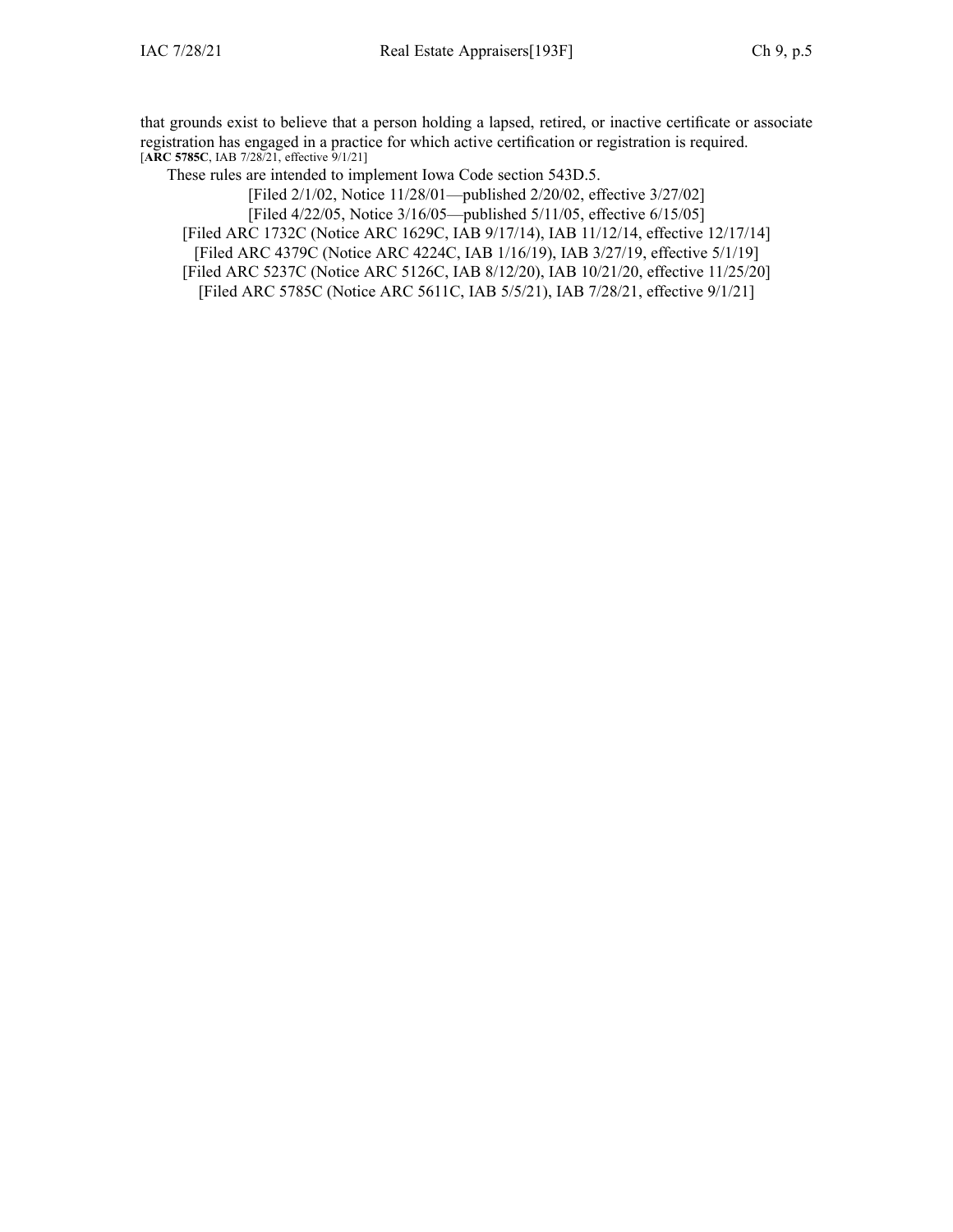that grounds exist to believe that a person holding a lapsed, retired, or inactive certificate or associate registration has engaged in a practice for which active certification or registration is required.
[**ARC 5785C**, IAB 7/28/21, effective 9/1/21]

These rules are intended to implement Iowa Code section 543D.5.

[Filed 2/1/02, Notice 11/28/01—published 2/20/02, effective 3/27/02]
[Filed 4/22/05, Notice 3/16/05—published 5/11/05, effective 6/15/05]
[Filed ARC 1732C (Notice ARC 1629C, IAB 9/17/14), IAB 11/12/14, effective 12/17/14]
[Filed ARC 4379C (Notice ARC 4224C, IAB 1/16/19), IAB 3/27/19, effective 5/1/19]
[Filed ARC 5237C (Notice ARC 5126C, IAB 8/12/20), IAB 10/21/20, effective 11/25/20]
[Filed ARC 5785C (Notice ARC 5611C, IAB 5/5/21), IAB 7/28/21, effective 9/1/21]